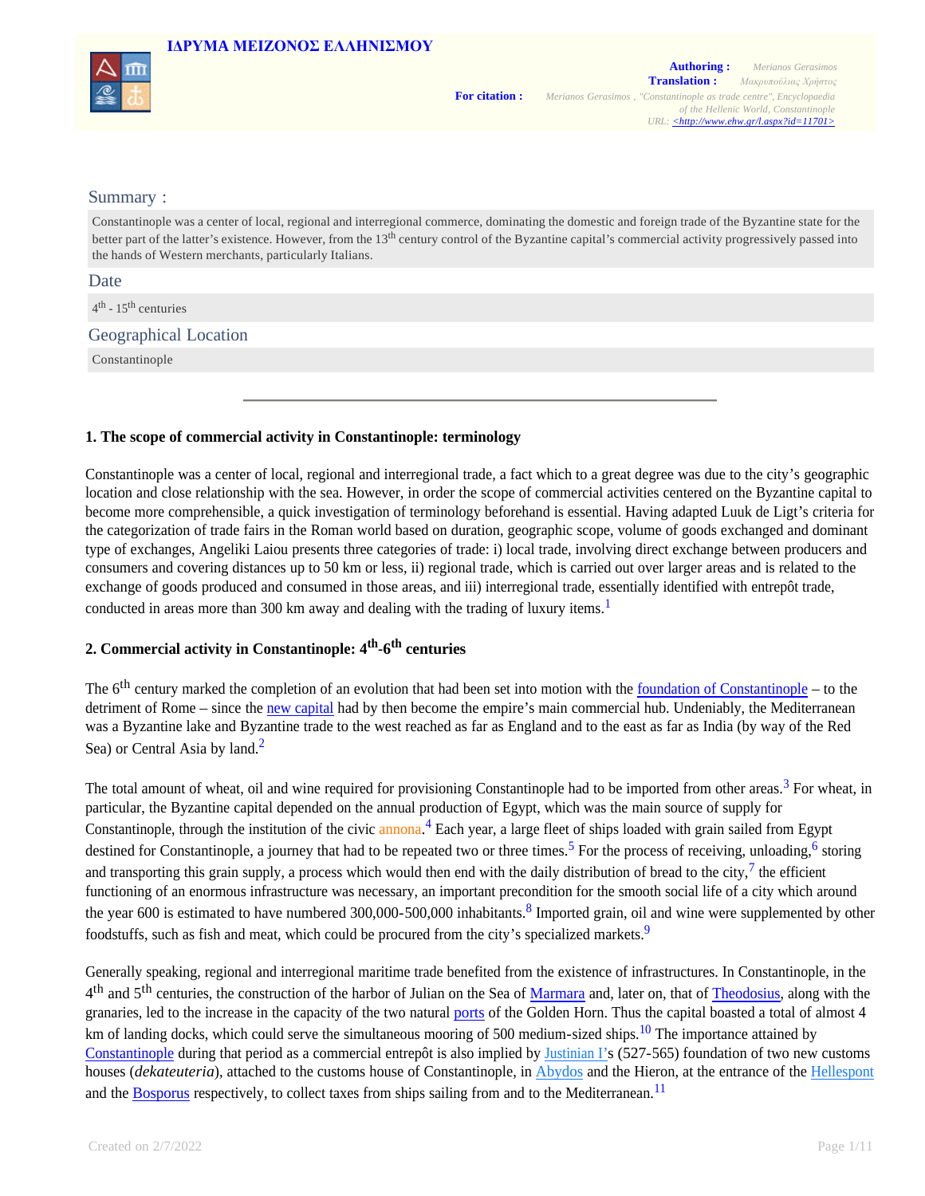ΙΔΡΥΜΑ ΜΕΙΖΟΝΟΣ ΕΛΛΗΝΙΣΜΟΥ

**Authoring :** Merianos Gerasimos
**Translation :** Μακρυπούλιας Χρήστος
**For citation :** Merianos Gerasimos , "Constantinople as trade centre", Encyclopaedia of the Hellenic World, Constantinople
URL: <http://www.ehw.gr/l.aspx?id=11701>

## Summary :

Constantinople was a center of local, regional and interregional commerce, dominating the domestic and foreign trade of the Byzantine state for the better part of the latter's existence. However, from the 13th century control of the Byzantine capital's commercial activity progressively passed into the hands of Western merchants, particularly Italians.

## Date

4th - 15th centuries

## Geographical Location

Constantinople

---

### 1. The scope of commercial activity in Constantinople: terminology

Constantinople was a center of local, regional and interregional trade, a fact which to a great degree was due to the city's geographic location and close relationship with the sea. However, in order the scope of commercial activities centered on the Byzantine capital to become more comprehensible, a quick investigation of terminology beforehand is essential. Having adapted Luuk de Ligt's criteria for the categorization of trade fairs in the Roman world based on duration, geographic scope, volume of goods exchanged and dominant type of exchanges, Angeliki Laiou presents three categories of trade: i) local trade, involving direct exchange between producers and consumers and covering distances up to 50 km or less, ii) regional trade, which is carried out over larger areas and is related to the exchange of goods produced and consumed in those areas, and iii) interregional trade, essentially identified with entrepôt trade, conducted in areas more than 300 km away and dealing with the trading of luxury items.[1]

### 2. Commercial activity in Constantinople: 4th-6th centuries

The 6th century marked the completion of an evolution that had been set into motion with the foundation of Constantinople – to the detriment of Rome – since the new capital had by then become the empire's main commercial hub. Undeniably, the Mediterranean was a Byzantine lake and Byzantine trade to the west reached as far as England and to the east as far as India (by way of the Red Sea) or Central Asia by land.[2]

The total amount of wheat, oil and wine required for provisioning Constantinople had to be imported from other areas.[3] For wheat, in particular, the Byzantine capital depended on the annual production of Egypt, which was the main source of supply for Constantinople, through the institution of the civic annona.[4] Each year, a large fleet of ships loaded with grain sailed from Egypt destined for Constantinople, a journey that had to be repeated two or three times.[5] For the process of receiving, unloading,[6] storing and transporting this grain supply, a process which would then end with the daily distribution of bread to the city,[7] the efficient functioning of an enormous infrastructure was necessary, an important precondition for the smooth social life of a city which around the year 600 is estimated to have numbered 300,000-500,000 inhabitants.[8] Imported grain, oil and wine were supplemented by other foodstuffs, such as fish and meat, which could be procured from the city's specialized markets.[9]

Generally speaking, regional and interregional maritime trade benefited from the existence of infrastructures. In Constantinople, in the 4th and 5th centuries, the construction of the harbor of Julian on the Sea of Marmara and, later on, that of Theodosius, along with the granaries, led to the increase in the capacity of the two natural ports of the Golden Horn. Thus the capital boasted a total of almost 4 km of landing docks, which could serve the simultaneous mooring of 500 medium-sized ships.[10] The importance attained by Constantinople during that period as a commercial entrepôt is also implied by Justinian I's (527-565) foundation of two new customs houses (*dekateuteria*), attached to the customs house of Constantinople, in Abydos and the Hieron, at the entrance of the Hellespont and the Bosporus respectively, to collect taxes from ships sailing from and to the Mediterranean.[11]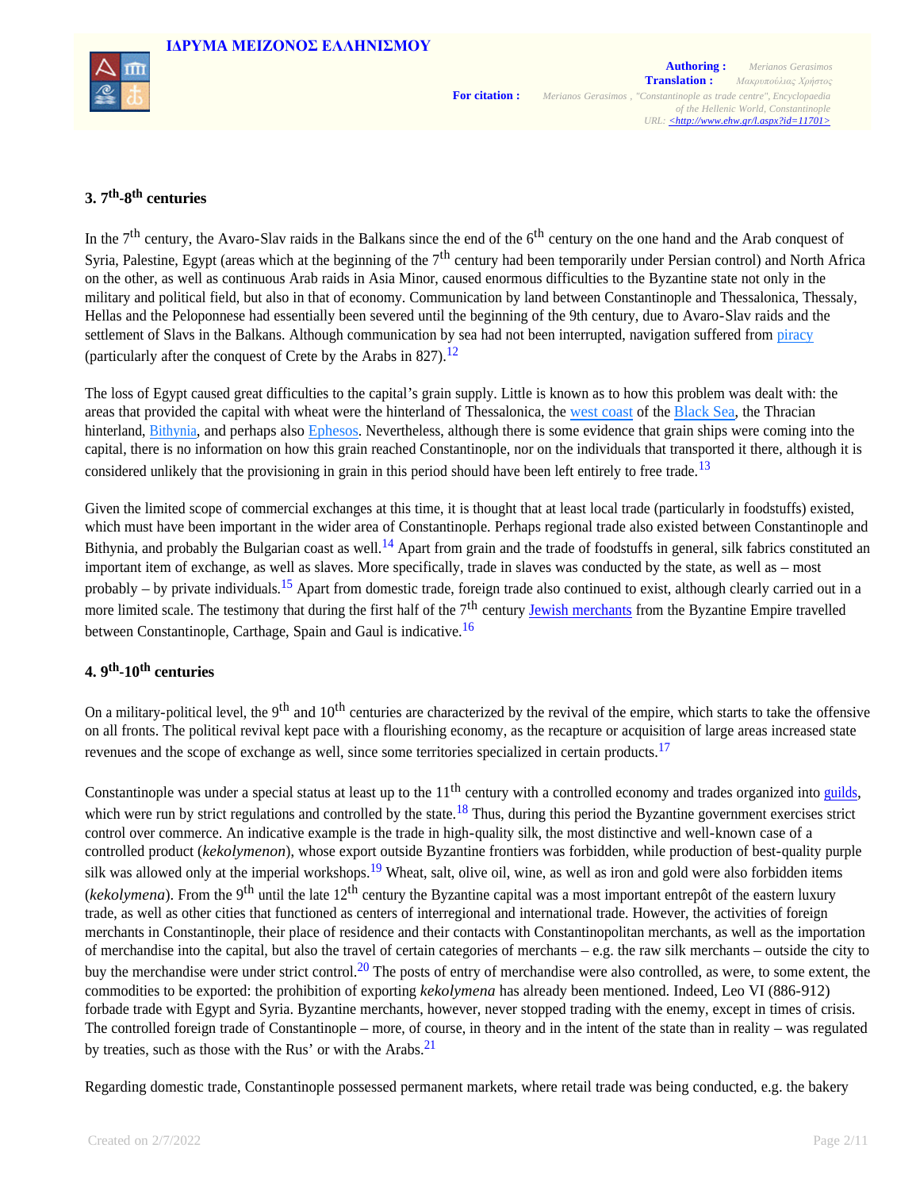## 3. 7th-8th centuries

In the 7th century, the Avaro-Slav raids in the Balkans since the end of the 6th century on the one hand and the Arab conquest of Syria, Palestine, Egypt (areas which at the beginning of the 7th century had been temporarily under Persian control) and North Africa on the other, as well as continuous Arab raids in Asia Minor, caused enormous difficulties to the Byzantine state not only in the military and political field, but also in that of economy. Communication by land between Constantinople and Thessalonica, Thessaly, Hellas and the Peloponnese had essentially been severed until the beginning of the 9th century, due to Avaro-Slav raids and the settlement of Slavs in the Balkans. Although communication by sea had not been interrupted, navigation suffered from piracy (particularly after the conquest of Crete by the Arabs in 827).[12]

The loss of Egypt caused great difficulties to the capital's grain supply. Little is known as to how this problem was dealt with: the areas that provided the capital with wheat were the hinterland of Thessalonica, the west coast of the Black Sea, the Thracian hinterland, Bithynia, and perhaps also Ephesos. Nevertheless, although there is some evidence that grain ships were coming into the capital, there is no information on how this grain reached Constantinople, nor on the individuals that transported it there, although it is considered unlikely that the provisioning in grain in this period should have been left entirely to free trade.[13]

Given the limited scope of commercial exchanges at this time, it is thought that at least local trade (particularly in foodstuffs) existed, which must have been important in the wider area of Constantinople. Perhaps regional trade also existed between Constantinople and Bithynia, and probably the Bulgarian coast as well.[14] Apart from grain and the trade of foodstuffs in general, silk fabrics constituted an important item of exchange, as well as slaves. More specifically, trade in slaves was conducted by the state, as well as – most probably – by private individuals.[15] Apart from domestic trade, foreign trade also continued to exist, although clearly carried out in a more limited scale. The testimony that during the first half of the 7th century Jewish merchants from the Byzantine Empire travelled between Constantinople, Carthage, Spain and Gaul is indicative.[16]

## 4. 9th-10th centuries

On a military-political level, the 9th and 10th centuries are characterized by the revival of the empire, which starts to take the offensive on all fronts. The political revival kept pace with a flourishing economy, as the recapture or acquisition of large areas increased state revenues and the scope of exchange as well, since some territories specialized in certain products.[17]

Constantinople was under a special status at least up to the 11th century with a controlled economy and trades organized into guilds, which were run by strict regulations and controlled by the state.[18] Thus, during this period the Byzantine government exercises strict control over commerce. An indicative example is the trade in high-quality silk, the most distinctive and well-known case of a controlled product (*kekolymenon*), whose export outside Byzantine frontiers was forbidden, while production of best-quality purple silk was allowed only at the imperial workshops.[19] Wheat, salt, olive oil, wine, as well as iron and gold were also forbidden items (*kekolymena*). From the 9th until the late 12th century the Byzantine capital was a most important entrepôt of the eastern luxury trade, as well as other cities that functioned as centers of interregional and international trade. However, the activities of foreign merchants in Constantinople, their place of residence and their contacts with Constantinopolitan merchants, as well as the importation of merchandise into the capital, but also the travel of certain categories of merchants – e.g. the raw silk merchants – outside the city to buy the merchandise were under strict control.[20] The posts of entry of merchandise were also controlled, as were, to some extent, the commodities to be exported: the prohibition of exporting *kekolymena* has already been mentioned. Indeed, Leo VI (886-912) forbade trade with Egypt and Syria. Byzantine merchants, however, never stopped trading with the enemy, except in times of crisis. The controlled foreign trade of Constantinople – more, of course, in theory and in the intent of the state than in reality – was regulated by treaties, such as those with the Rus' or with the Arabs.[21]

Regarding domestic trade, Constantinople possessed permanent markets, where retail trade was being conducted, e.g. the bakery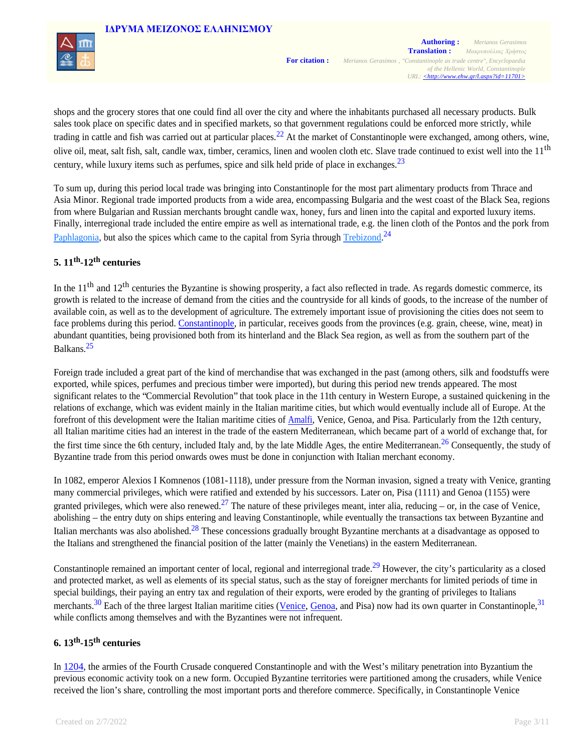shops and the grocery stores that one could find all over the city and where the inhabitants purchased all necessary products. Bulk sales took place on specific dates and in specified markets, so that government regulations could be enforced more strictly, while trading in cattle and fish was carried out at particular places.[22] At the market of Constantinople were exchanged, among others, wine, olive oil, meat, salt fish, salt, candle wax, timber, ceramics, linen and woolen cloth etc. Slave trade continued to exist well into the 11th century, while luxury items such as perfumes, spice and silk held pride of place in exchanges.[23]

To sum up, during this period local trade was bringing into Constantinople for the most part alimentary products from Thrace and Asia Minor. Regional trade imported products from a wide area, encompassing Bulgaria and the west coast of the Black Sea, regions from where Bulgarian and Russian merchants brought candle wax, honey, furs and linen into the capital and exported luxury items. Finally, interregional trade included the entire empire as well as international trade, e.g. the linen cloth of the Pontos and the pork from Paphlagonia, but also the spices which came to the capital from Syria through Trebizond.[24]

## 5. 11th-12th centuries

In the 11th and 12th centuries the Byzantine is showing prosperity, a fact also reflected in trade. As regards domestic commerce, its growth is related to the increase of demand from the cities and the countryside for all kinds of goods, to the increase of the number of available coin, as well as to the development of agriculture. The extremely important issue of provisioning the cities does not seem to face problems during this period. Constantinople, in particular, receives goods from the provinces (e.g. grain, cheese, wine, meat) in abundant quantities, being provisioned both from its hinterland and the Black Sea region, as well as from the southern part of the Balkans.[25]

Foreign trade included a great part of the kind of merchandise that was exchanged in the past (among others, silk and foodstuffs were exported, while spices, perfumes and precious timber were imported), but during this period new trends appeared. The most significant relates to the "Commercial Revolution" that took place in the 11th century in Western Europe, a sustained quickening in the relations of exchange, which was evident mainly in the Italian maritime cities, but which would eventually include all of Europe. At the forefront of this development were the Italian maritime cities of Amalfi, Venice, Genoa, and Pisa. Particularly from the 12th century, all Italian maritime cities had an interest in the trade of the eastern Mediterranean, which became part of a world of exchange that, for the first time since the 6th century, included Italy and, by the late Middle Ages, the entire Mediterranean.[26] Consequently, the study of Byzantine trade from this period onwards owes must be done in conjunction with Italian merchant economy.

In 1082, emperor Alexios I Komnenos (1081-1118), under pressure from the Norman invasion, signed a treaty with Venice, granting many commercial privileges, which were ratified and extended by his successors. Later on, Pisa (1111) and Genoa (1155) were granted privileges, which were also renewed.[27] The nature of these privileges meant, inter alia, reducing – or, in the case of Venice, abolishing – the entry duty on ships entering and leaving Constantinople, while eventually the transactions tax between Byzantine and Italian merchants was also abolished.[28] These concessions gradually brought Byzantine merchants at a disadvantage as opposed to the Italians and strengthened the financial position of the latter (mainly the Venetians) in the eastern Mediterranean.

Constantinople remained an important center of local, regional and interregional trade.[29] However, the city's particularity as a closed and protected market, as well as elements of its special status, such as the stay of foreigner merchants for limited periods of time in special buildings, their paying an entry tax and regulation of their exports, were eroded by the granting of privileges to Italians merchants.[30] Each of the three largest Italian maritime cities (Venice, Genoa, and Pisa) now had its own quarter in Constantinople,[31] while conflicts among themselves and with the Byzantines were not infrequent.

## 6. 13th-15th centuries

In 1204, the armies of the Fourth Crusade conquered Constantinople and with the West's military penetration into Byzantium the previous economic activity took on a new form. Occupied Byzantine territories were partitioned among the crusaders, while Venice received the lion's share, controlling the most important ports and therefore commerce. Specifically, in Constantinople Venice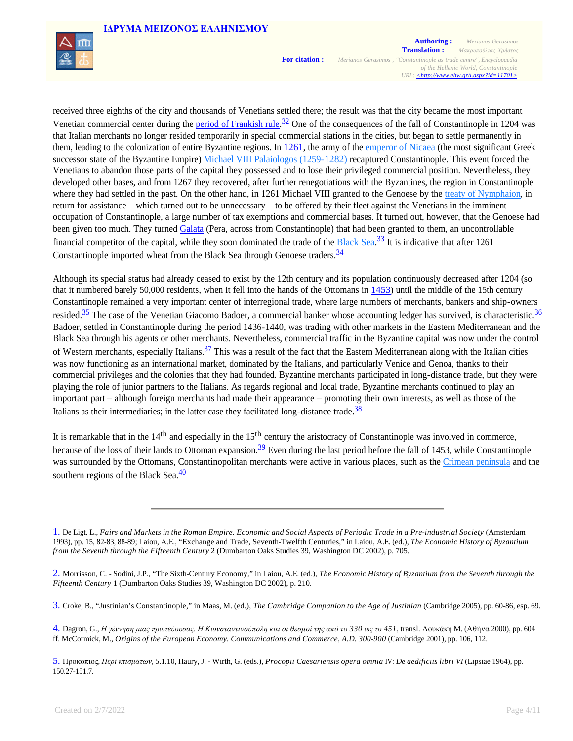received three eighths of the city and thousands of Venetians settled there; the result was that the city became the most important Venetian commercial center during the period of Frankish rule.[32] One of the consequences of the fall of Constantinople in 1204 was that Italian merchants no longer resided temporarily in special commercial stations in the cities, but began to settle permanently in them, leading to the colonization of entire Byzantine regions. In 1261, the army of the emperor of Nicaea (the most significant Greek successor state of the Byzantine Empire) Michael VIII Palaiologos (1259-1282) recaptured Constantinople. This event forced the Venetians to abandon those parts of the capital they possessed and to lose their privileged commercial position. Nevertheless, they developed other bases, and from 1267 they recovered, after further renegotiations with the Byzantines, the region in Constantinople where they had settled in the past. On the other hand, in 1261 Michael VIII granted to the Genoese by the treaty of Nymphaion, in return for assistance – which turned out to be unnecessary – to be offered by their fleet against the Venetians in the imminent occupation of Constantinople, a large number of tax exemptions and commercial bases. It turned out, however, that the Genoese had been given too much. They turned Galata (Pera, across from Constantinople) that had been granted to them, an uncontrollable financial competitor of the capital, while they soon dominated the trade of the Black Sea.[33] It is indicative that after 1261 Constantinople imported wheat from the Black Sea through Genoese traders.[34]

Although its special status had already ceased to exist by the 12th century and its population continuously decreased after 1204 (so that it numbered barely 50,000 residents, when it fell into the hands of the Ottomans in 1453) until the middle of the 15th century Constantinople remained a very important center of interregional trade, where large numbers of merchants, bankers and ship-owners resided.[35] The case of the Venetian Giacomo Badoer, a commercial banker whose accounting ledger has survived, is characteristic.[36] Badoer, settled in Constantinople during the period 1436-1440, was trading with other markets in the Eastern Mediterranean and the Black Sea through his agents or other merchants. Nevertheless, commercial traffic in the Byzantine capital was now under the control of Western merchants, especially Italians.[37] This was a result of the fact that the Eastern Mediterranean along with the Italian cities was now functioning as an international market, dominated by the Italians, and particularly Venice and Genoa, thanks to their commercial privileges and the colonies that they had founded. Byzantine merchants participated in long-distance trade, but they were playing the role of junior partners to the Italians. As regards regional and local trade, Byzantine merchants continued to play an important part – although foreign merchants had made their appearance – promoting their own interests, as well as those of the Italians as their intermediaries; in the latter case they facilitated long-distance trade.[38]

It is remarkable that in the 14th and especially in the 15th century the aristocracy of Constantinople was involved in commerce, because of the loss of their lands to Ottoman expansion.[39] Even during the last period before the fall of 1453, while Constantinople was surrounded by the Ottomans, Constantinopolitan merchants were active in various places, such as the Crimean peninsula and the southern regions of the Black Sea.[40]

---

1. De Ligt, L., *Fairs and Markets in the Roman Empire. Economic and Social Aspects of Periodic Trade in a Pre-industrial Society* (Amsterdam 1993), pp. 15, 82-83, 88-89; Laiou, A.E., "Exchange and Trade, Seventh-Twelfth Centuries," in Laiou, A.E. (ed.), *The Economic History of Byzantium from the Seventh through the Fifteenth Century* 2 (Dumbarton Oaks Studies 39, Washington DC 2002), p. 705.

2. Morrisson, C. - Sodini, J.P., "The Sixth-Century Economy," in Laiou, A.E. (ed.), *The Economic History of Byzantium from the Seventh through the Fifteenth Century* 1 (Dumbarton Oaks Studies 39, Washington DC 2002), p. 210.

3. Croke, B., "Justinian's Constantinople," in Maas, M. (ed.), *The Cambridge Companion to the Age of Justinian* (Cambridge 2005), pp. 60-86, esp. 69.

4. Dagron, G., *Η γέννηση μιας πρωτεύουσας. Η Κωνσταντινούπολη και οι θεσμοί της από το 330 ως το 451*, transl. Λουκάκη Μ. (Αθήνα 2000), pp. 604 ff. McCormick, M., *Origins of the European Economy. Communications and Commerce, A.D. 300-900* (Cambridge 2001), pp. 106, 112.

5. Προκόπιος, *Περί κτισμάτων*, 5.1.10, Haury, J. - Wirth, G. (eds.), *Procopii Caesariensis opera omnia* IV: *De aedificiis libri VI* (Lipsiae 1964), pp. 150.27-151.7.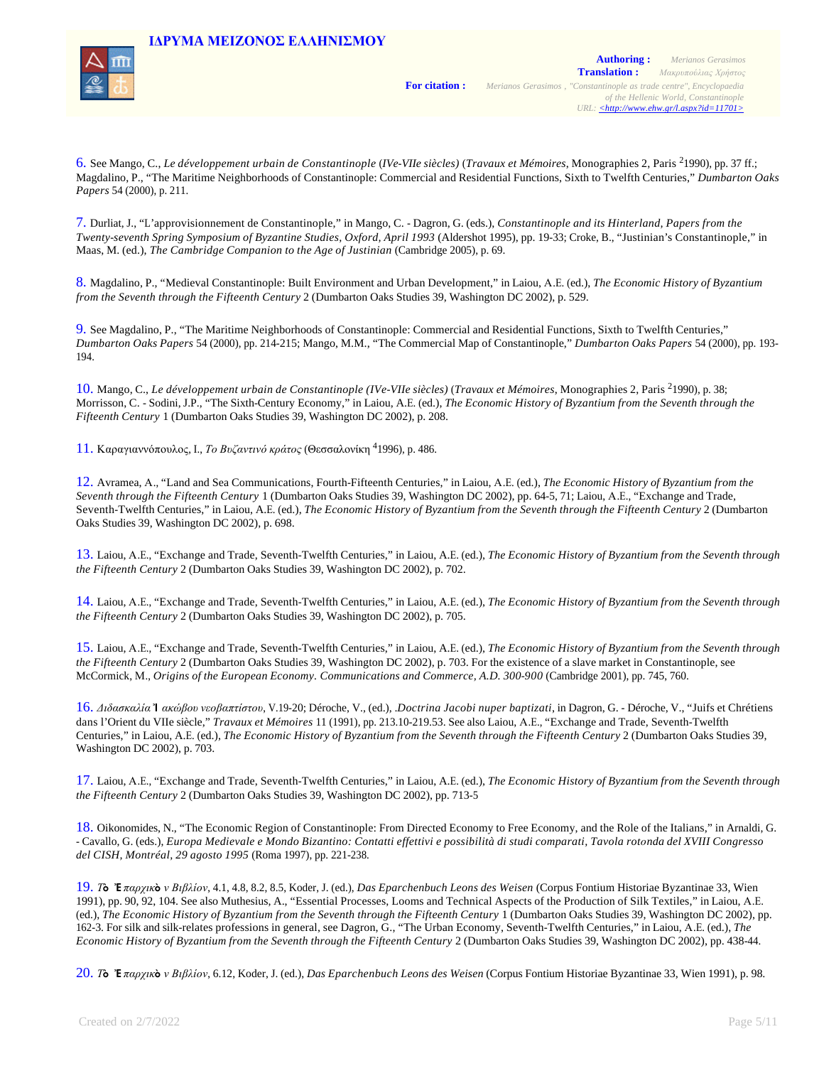6. See Mango, C., *Le développement urbain de Constantinople (IVe-VIIe siècles)* (*Travaux et Mémoires*, Monographies 2, Paris [2]1990), pp. 37 ff.; Magdalino, P., "The Maritime Neighborhoods of Constantinople: Commercial and Residential Functions, Sixth to Twelfth Centuries," *Dumbarton Oaks Papers* 54 (2000), p. 211.

7. Durliat, J., "L'approvisionnement de Constantinople," in Mango, C. - Dagron, G. (eds.), *Constantinople and its Hinterland, Papers from the Twenty-seventh Spring Symposium of Byzantine Studies, Oxford, April 1993* (Aldershot 1995), pp. 19-33; Croke, B., "Justinian's Constantinople," in Maas, M. (ed.), *The Cambridge Companion to the Age of Justinian* (Cambridge 2005), p. 69.

8. Magdalino, P., "Medieval Constantinople: Built Environment and Urban Development," in Laiou, A.E. (ed.), *The Economic History of Byzantium from the Seventh through the Fifteenth Century* 2 (Dumbarton Oaks Studies 39, Washington DC 2002), p. 529.

9. See Magdalino, P., "The Maritime Neighborhoods of Constantinople: Commercial and Residential Functions, Sixth to Twelfth Centuries," *Dumbarton Oaks Papers* 54 (2000), pp. 214-215; Mango, M.M., "The Commercial Map of Constantinople," *Dumbarton Oaks Papers* 54 (2000), pp. 193-194.

10. Mango, C., *Le développement urbain de Constantinople (IVe-VIIe siècles)* (*Travaux et Mémoires*, Monographies 2, Paris [2]1990), p. 38; Morrisson, C. - Sodini, J.P., "The Sixth-Century Economy," in Laiou, A.E. (ed.), *The Economic History of Byzantium from the Seventh through the Fifteenth Century* 1 (Dumbarton Oaks Studies 39, Washington DC 2002), p. 208.

11. Καραγιαννόπουλος, Ι., *Το Βυζαντινό κράτος* (Θεσσαλονίκη [4]1996), p. 486.

12. Avramea, A., "Land and Sea Communications, Fourth-Fifteenth Centuries," in Laiou, A.E. (ed.), *The Economic History of Byzantium from the Seventh through the Fifteenth Century* 1 (Dumbarton Oaks Studies 39, Washington DC 2002), pp. 64-5, 71; Laiou, A.E., "Exchange and Trade, Seventh-Twelfth Centuries," in Laiou, A.E. (ed.), *The Economic History of Byzantium from the Seventh through the Fifteenth Century* 2 (Dumbarton Oaks Studies 39, Washington DC 2002), p. 698.

13. Laiou, A.E., "Exchange and Trade, Seventh-Twelfth Centuries," in Laiou, A.E. (ed.), *The Economic History of Byzantium from the Seventh through the Fifteenth Century* 2 (Dumbarton Oaks Studies 39, Washington DC 2002), p. 702.

14. Laiou, A.E., "Exchange and Trade, Seventh-Twelfth Centuries," in Laiou, A.E. (ed.), *The Economic History of Byzantium from the Seventh through the Fifteenth Century* 2 (Dumbarton Oaks Studies 39, Washington DC 2002), p. 705.

15. Laiou, A.E., "Exchange and Trade, Seventh-Twelfth Centuries," in Laiou, A.E. (ed.), *The Economic History of Byzantium from the Seventh through the Fifteenth Century* 2 (Dumbarton Oaks Studies 39, Washington DC 2002), p. 703. For the existence of a slave market in Constantinople, see McCormick, M., *Origins of the European Economy. Communications and Commerce, A.D. 300-900* (Cambridge 2001), pp. 745, 760.

16. *Διδασκαλία Ἰακώβου νεοβαπτίστου*, V.19-20; Déroche, V., (ed.), *.Doctrina Jacobi nuper baptizati*, in Dagron, G. - Déroche, V., "Juifs et Chrétiens dans l'Orient du VIIe siècle," *Travaux et Mémoires* 11 (1991), pp. 213.10-219.53. See also Laiou, A.E., "Exchange and Trade, Seventh-Twelfth Centuries," in Laiou, A.E. (ed.), *The Economic History of Byzantium from the Seventh through the Fifteenth Century* 2 (Dumbarton Oaks Studies 39, Washington DC 2002), p. 703.

17. Laiou, A.E., "Exchange and Trade, Seventh-Twelfth Centuries," in Laiou, A.E. (ed.), *The Economic History of Byzantium from the Seventh through the Fifteenth Century* 2 (Dumbarton Oaks Studies 39, Washington DC 2002), pp. 713-5

18. Oikonomides, N., "The Economic Region of Constantinople: From Directed Economy to Free Economy, and the Role of the Italians," in Arnaldi, G. - Cavallo, G. (eds.), *Europa Medievale e Mondo Bizantino: Contatti effettivi e possibilità di studi comparati, Tavola rotonda del XVIII Congresso del CISH, Montréal, 29 agosto 1995* (Roma 1997), pp. 221-238.

19. *Τὸ Ἐπαρχικὸν Βιβλίον*, 4.1, 4.8, 8.2, 8.5, Koder, J. (ed.), *Das Eparchenbuch Leons des Weisen* (Corpus Fontium Historiae Byzantinae 33, Wien 1991), pp. 90, 92, 104. See also Muthesius, A., "Essential Processes, Looms and Technical Aspects of the Production of Silk Textiles," in Laiou, A.E. (ed.), *The Economic History of Byzantium from the Seventh through the Fifteenth Century* 1 (Dumbarton Oaks Studies 39, Washington DC 2002), pp. 162-3. For silk and silk-relates professions in general, see Dagron, G., "The Urban Economy, Seventh-Twelfth Centuries," in Laiou, A.E. (ed.), *The Economic History of Byzantium from the Seventh through the Fifteenth Century* 2 (Dumbarton Oaks Studies 39, Washington DC 2002), pp. 438-44.

20. *Τὸ Ἐπαρχικὸν Βιβλίον*, 6.12, Koder, J. (ed.), *Das Eparchenbuch Leons des Weisen* (Corpus Fontium Historiae Byzantinae 33, Wien 1991), p. 98.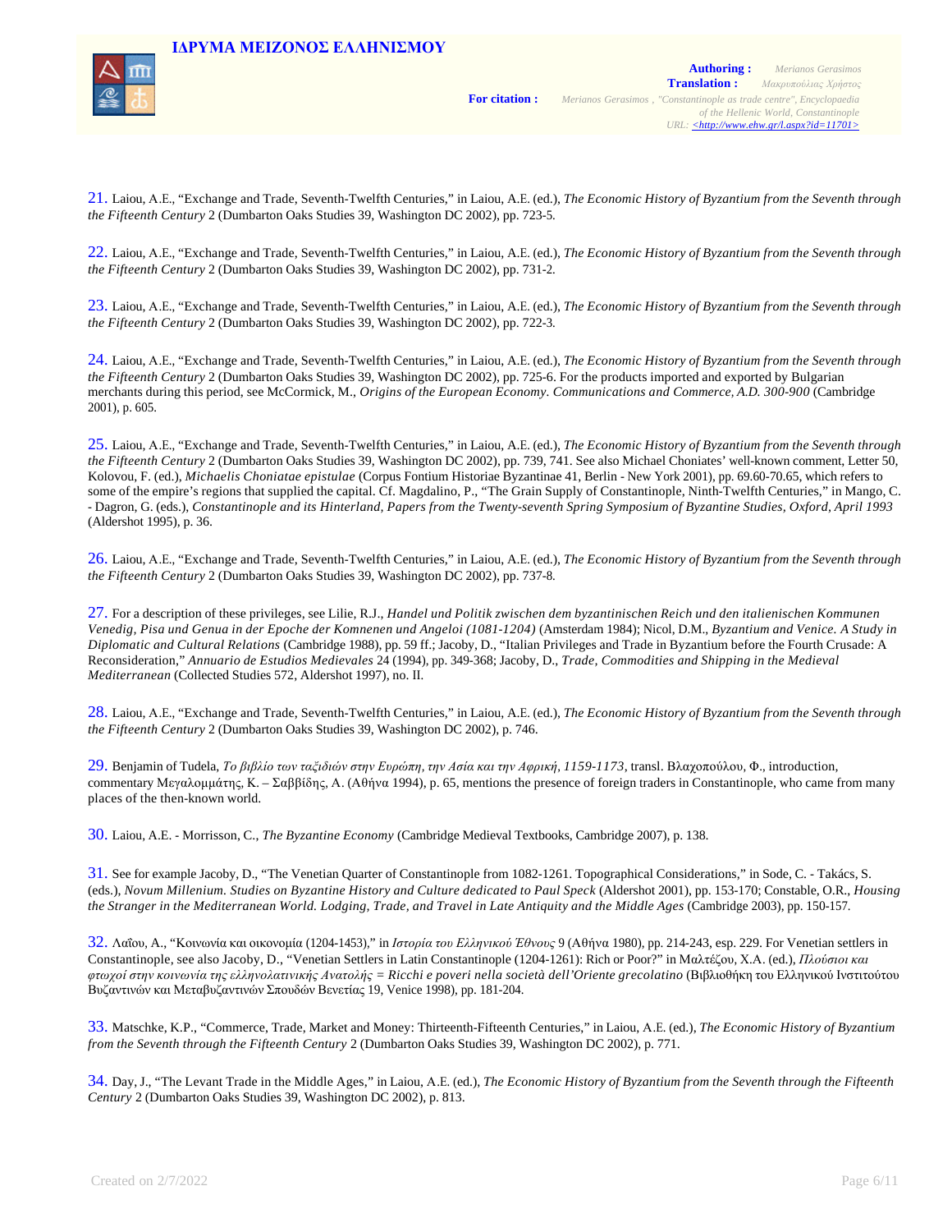21. Laiou, A.E., "Exchange and Trade, Seventh-Twelfth Centuries," in Laiou, A.E. (ed.), *The Economic History of Byzantium from the Seventh through the Fifteenth Century* 2 (Dumbarton Oaks Studies 39, Washington DC 2002), pp. 723-5.

22. Laiou, A.E., "Exchange and Trade, Seventh-Twelfth Centuries," in Laiou, A.E. (ed.), *The Economic History of Byzantium from the Seventh through the Fifteenth Century* 2 (Dumbarton Oaks Studies 39, Washington DC 2002), pp. 731-2.

23. Laiou, A.E., "Exchange and Trade, Seventh-Twelfth Centuries," in Laiou, A.E. (ed.), *The Economic History of Byzantium from the Seventh through the Fifteenth Century* 2 (Dumbarton Oaks Studies 39, Washington DC 2002), pp. 722-3.

24. Laiou, A.E., "Exchange and Trade, Seventh-Twelfth Centuries," in Laiou, A.E. (ed.), *The Economic History of Byzantium from the Seventh through the Fifteenth Century* 2 (Dumbarton Oaks Studies 39, Washington DC 2002), pp. 725-6. For the products imported and exported by Bulgarian merchants during this period, see McCormick, M., *Origins of the European Economy. Communications and Commerce, A.D. 300-900* (Cambridge 2001), p. 605.

25. Laiou, A.E., "Exchange and Trade, Seventh-Twelfth Centuries," in Laiou, A.E. (ed.), *The Economic History of Byzantium from the Seventh through the Fifteenth Century* 2 (Dumbarton Oaks Studies 39, Washington DC 2002), pp. 739, 741. See also Michael Choniates' well-known comment, Letter 50, Kolovou, F. (ed.), *Michaelis Choniatae epistulae* (Corpus Fontium Historiae Byzantinae 41, Berlin - New York 2001), pp. 69.60-70.65, which refers to some of the empire's regions that supplied the capital. Cf. Magdalino, P., "The Grain Supply of Constantinople, Ninth-Twelfth Centuries," in Mango, C. - Dagron, G. (eds.), *Constantinople and its Hinterland, Papers from the Twenty-seventh Spring Symposium of Byzantine Studies, Oxford, April 1993* (Aldershot 1995), p. 36.

26. Laiou, A.E., "Exchange and Trade, Seventh-Twelfth Centuries," in Laiou, A.E. (ed.), *The Economic History of Byzantium from the Seventh through the Fifteenth Century* 2 (Dumbarton Oaks Studies 39, Washington DC 2002), pp. 737-8.

27. For a description of these privileges, see Lilie, R.J., *Handel und Politik zwischen dem byzantinischen Reich und den italienischen Kommunen Venedig, Pisa und Genua in der Epoche der Komnenen und Angeloi (1081-1204)* (Amsterdam 1984); Nicol, D.M., *Byzantium and Venice. A Study in Diplomatic and Cultural Relations* (Cambridge 1988), pp. 59 ff.; Jacoby, D., "Italian Privileges and Trade in Byzantium before the Fourth Crusade: A Reconsideration," *Annuario de Estudios Medievales* 24 (1994), pp. 349-368; Jacoby, D., *Trade, Commodities and Shipping in the Medieval Mediterranean* (Collected Studies 572, Aldershot 1997), no. II.

28. Laiou, A.E., "Exchange and Trade, Seventh-Twelfth Centuries," in Laiou, A.E. (ed.), *The Economic History of Byzantium from the Seventh through the Fifteenth Century* 2 (Dumbarton Oaks Studies 39, Washington DC 2002), p. 746.

29. Benjamin of Tudela, *Το βιβλίο των ταξιδιών στην Ευρώπη, την Ασία και την Αφρική, 1159-1173*, transl. Βλαχοπούλου, Φ., introduction, commentary Μεγαλομμάτης, Κ. – Σαββίδης, Α. (Αθήνα 1994), p. 65, mentions the presence of foreign traders in Constantinople, who came from many places of the then-known world.

30. Laiou, A.E. - Morrisson, C., *The Byzantine Economy* (Cambridge Medieval Textbooks, Cambridge 2007), p. 138.

31. See for example Jacoby, D., "The Venetian Quarter of Constantinople from 1082-1261. Topographical Considerations," in Sode, C. - Takács, S. (eds.), *Novum Millenium. Studies on Byzantine History and Culture dedicated to Paul Speck* (Aldershot 2001), pp. 153-170; Constable, O.R., *Housing the Stranger in the Mediterranean World. Lodging, Trade, and Travel in Late Antiquity and the Middle Ages* (Cambridge 2003), pp. 150-157.

32. Λαΐου, Α., "Κοινωνία και οικονομία (1204-1453)," in *Ιστορία του Ελληνικού Έθνους* 9 (Αθήνα 1980), pp. 214-243, esp. 229. For Venetian settlers in Constantinople, see also Jacoby, D., "Venetian Settlers in Latin Constantinople (1204-1261): Rich or Poor?" in Μαλτέζου, Χ.Α. (ed.), *Πλούσιοι και φτωχοί στην κοινωνία της ελληνολατινικής Ανατολής = Ricchi e poveri nella società dell'Oriente grecolatino* (Βιβλιοθήκη του Ελληνικού Ινστιτούτου Βυζαντινών και Μεταβυζαντινών Σπουδών Βενετίας 19, Venice 1998), pp. 181-204.

33. Matschke, K.P., "Commerce, Trade, Market and Money: Thirteenth-Fifteenth Centuries," in Laiou, A.E. (ed.), *The Economic History of Byzantium from the Seventh through the Fifteenth Century* 2 (Dumbarton Oaks Studies 39, Washington DC 2002), p. 771.

34. Day, J., "The Levant Trade in the Middle Ages," in Laiou, A.E. (ed.), *The Economic History of Byzantium from the Seventh through the Fifteenth Century* 2 (Dumbarton Oaks Studies 39, Washington DC 2002), p. 813.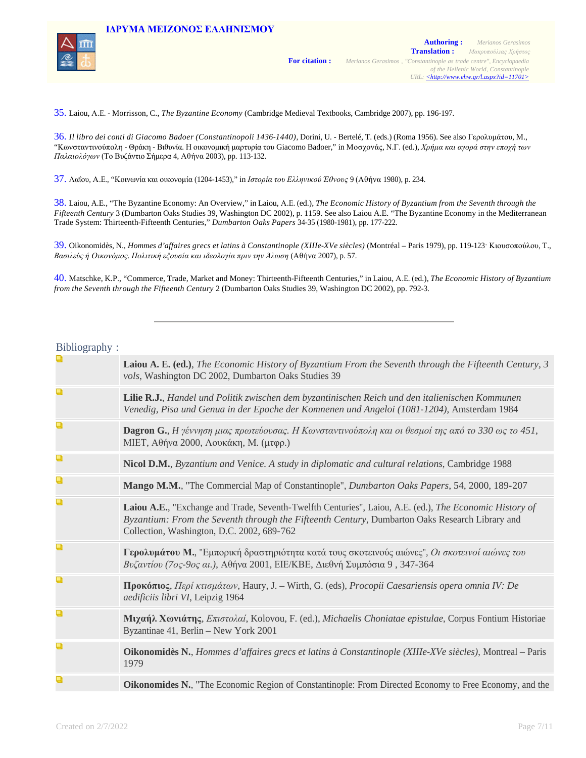35. Laiou, A.E. - Morrisson, C., *The Byzantine Economy* (Cambridge Medieval Textbooks, Cambridge 2007), pp. 196-197.

36. *Il libro dei conti di Giacomo Badoer (Constantinopoli 1436-1440)*, Dorini, U. - Bertelé, T. (eds.) (Roma 1956). See also Γερολυμάτου, Μ., "Κωνσταντινούπολη - Θράκη - Βιθυνία. Η οικονομική μαρτυρία του Giacomo Badoer," in Μοσχονάς, Ν.Γ. (ed.), *Χρήμα και αγορά στην εποχή των Παλαιολόγων* (Το Βυζάντιο Σήμερα 4, Αθήνα 2003), pp. 113-132.

37. Λαΐου, Α.Ε., "Κοινωνία και οικονομία (1204-1453)," in *Ιστορία του Ελληνικού Έθνους* 9 (Αθήνα 1980), p. 234.

38. Laiou, A.E., "The Byzantine Economy: An Overview," in Laiou, A.E. (ed.), *The Economic History of Byzantium from the Seventh through the Fifteenth Century* 3 (Dumbarton Oaks Studies 39, Washington DC 2002), p. 1159. See also Laiou A.E. "The Byzantine Economy in the Mediterranean Trade System: Thirteenth-Fifteenth Centuries," *Dumbarton Oaks Papers* 34-35 (1980-1981), pp. 177-222.

39. Oikonomidès, N., *Hommes d'affaires grecs et latins à Constantinople (XIIIe-XVe siècles)* (Montréal – Paris 1979), pp. 119-123· Κιουσοπούλου, Τ., *Βασιλεύς ή Οικονόμος. Πολιτική εξουσία και ιδεολογία πριν την Άλωση* (Αθήνα 2007), p. 57.

40. Matschke, K.P., "Commerce, Trade, Market and Money: Thirteenth-Fifteenth Centuries," in Laiou, A.E. (ed.), *The Economic History of Byzantium from the Seventh through the Fifteenth Century* 2 (Dumbarton Oaks Studies 39, Washington DC 2002), pp. 792-3.

---

## Bibliography :

- **Laiou A. E. (ed.)**, *The Economic History of Byzantium From the Seventh through the Fifteenth Century, 3 vols*, Washington DC 2002, Dumbarton Oaks Studies 39
- **Lilie R.J.**, *Handel und Politik zwischen dem byzantinischen Reich und den italienischen Kommunen Venedig, Pisa und Genua in der Epoche der Komnenen und Angeloi (1081-1204)*, Amsterdam 1984
- **Dagron G.**, *Η γέννηση μιας πρωτεύουσας. Η Κωνσταντινούπολη και οι θεσμοί της από το 330 ως το 451*, ΜΙΕΤ, Αθήνα 2000, Λουκάκη, Μ. (μτφρ.)
- **Nicol D.M.**, *Byzantium and Venice. A study in diplomatic and cultural relations*, Cambridge 1988
- **Mango M.M.**, "The Commercial Map of Constantinople", *Dumbarton Oaks Papers*, 54, 2000, 189-207
- **Laiou A.E.**, "Exchange and Trade, Seventh-Twelfth Centuries", Laiou, A.E. (ed.), *The Economic History of Byzantium: From the Seventh through the Fifteenth Century*, Dumbarton Oaks Research Library and Collection, Washington, D.C. 2002, 689-762
- **Γερολυμάτου Μ.**, "Εμπορική δραστηριότητα κατά τους σκοτεινούς αιώνες", *Οι σκοτεινοί αιώνες του Βυζαντίου (7ος-9ος αι.)*, Αθήνα 2001, ΕΙΕ/ΚΒΕ, Διεθνή Συμπόσια 9 , 347-364
- **Προκόπιος**, *Περί κτισμάτων*, Haury, J. – Wirth, G. (eds), *Procopii Caesariensis opera omnia IV: De aedificiis libri VI*, Leipzig 1964
- **Μιχαήλ Χωνιάτης**, *Επιστολαί*, Kolovou, F. (ed.), *Michaelis Choniatae epistulae*, Corpus Fontium Historiae Byzantinae 41, Berlin – New York 2001
- **Oikonomidès N.**, *Hommes d'affaires grecs et latins à Constantinople (XIIIe-XVe siècles)*, Montreal – Paris 1979
- **Oikonomides N.**, "The Economic Region of Constantinople: From Directed Economy to Free Economy, and the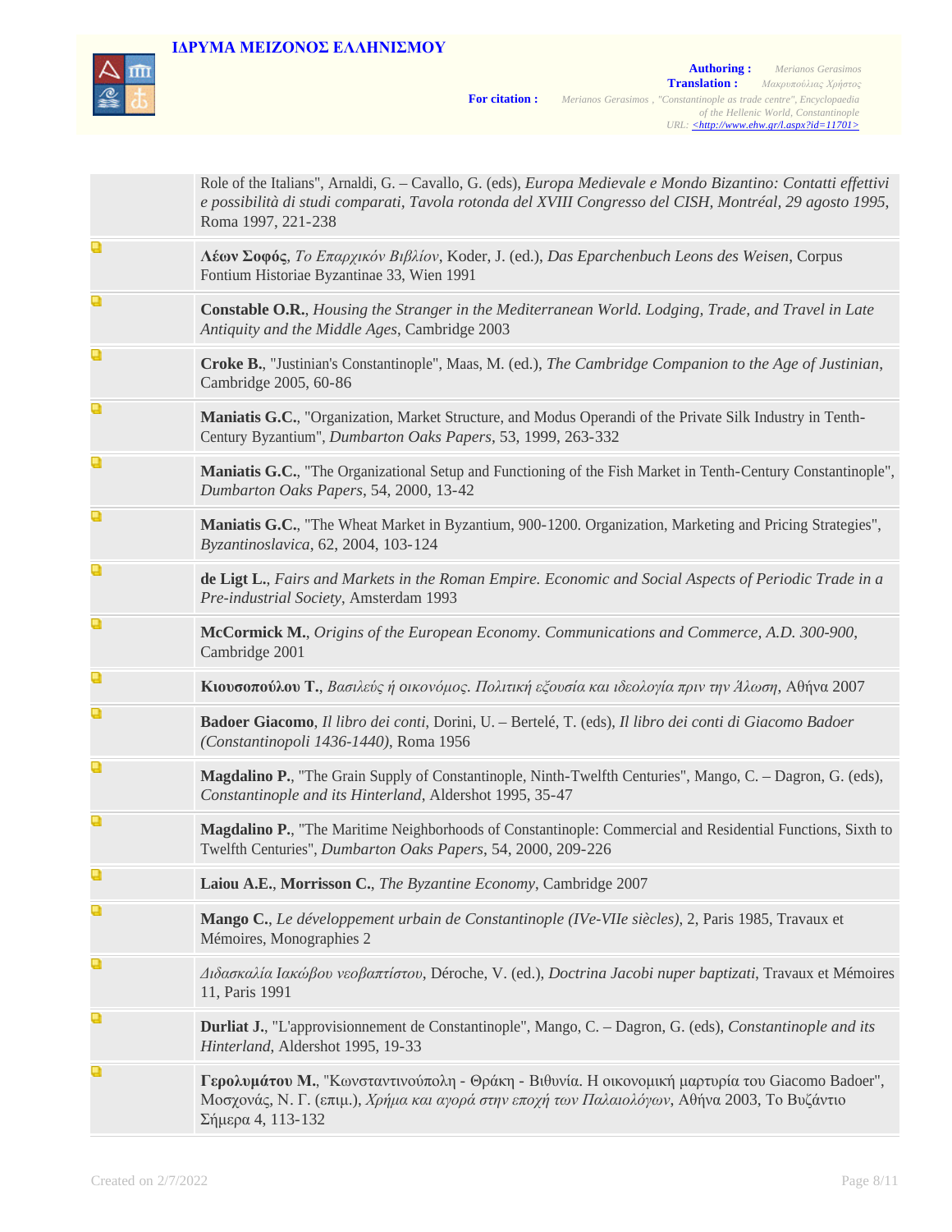Role of the Italians", Arnaldi, G. – Cavallo, G. (eds), *Europa Medievale e Mondo Bizantino: Contatti effettivi e possibilità di studi comparati, Tavola rotonda del XVIII Congresso del CISH, Montréal, 29 agosto 1995*, Roma 1997, 221-238

- **Λέων Σοφός**, *Το Επαρχικόν Βιβλίον*, Koder, J. (ed.), *Das Eparchenbuch Leons des Weisen*, Corpus Fontium Historiae Byzantinae 33, Wien 1991
- **Constable O.R.**, *Housing the Stranger in the Mediterranean World. Lodging, Trade, and Travel in Late Antiquity and the Middle Ages*, Cambridge 2003
- **Croke B.**, "Justinian's Constantinople", Maas, M. (ed.), *The Cambridge Companion to the Age of Justinian*, Cambridge 2005, 60-86
- **Maniatis G.C.**, "Organization, Market Structure, and Modus Operandi of the Private Silk Industry in Tenth-Century Byzantium", *Dumbarton Oaks Papers*, 53, 1999, 263-332
- **Maniatis G.C.**, "The Organizational Setup and Functioning of the Fish Market in Tenth-Century Constantinople", *Dumbarton Oaks Papers*, 54, 2000, 13-42
- **Maniatis G.C.**, "The Wheat Market in Byzantium, 900-1200. Organization, Marketing and Pricing Strategies", *Byzantinoslavica*, 62, 2004, 103-124
- **de Ligt L.**, *Fairs and Markets in the Roman Empire. Economic and Social Aspects of Periodic Trade in a Pre-industrial Society*, Amsterdam 1993
- **McCormick M.**, *Origins of the European Economy. Communications and Commerce, A.D. 300-900*, Cambridge 2001
- **Κιουσοπούλου Τ.**, *Βασιλεύς ή οικονόμος. Πολιτική εξουσία και ιδεολογία πριν την Άλωση*, Αθήνα 2007
- **Badoer Giacomo**, *Il libro dei conti*, Dorini, U. – Bertelé, T. (eds), *Il libro dei conti di Giacomo Badoer (Constantinopoli 1436-1440)*, Roma 1956
- **Magdalino P.**, "The Grain Supply of Constantinople, Ninth-Twelfth Centuries", Mango, C. – Dagron, G. (eds), *Constantinople and its Hinterland*, Aldershot 1995, 35-47
- **Magdalino P.**, "The Maritime Neighborhoods of Constantinople: Commercial and Residential Functions, Sixth to Twelfth Centuries", *Dumbarton Oaks Papers*, 54, 2000, 209-226
- **Laiou A.E.**, **Morrisson C.**, *The Byzantine Economy*, Cambridge 2007
- **Mango C.**, *Le développement urbain de Constantinople (IVe-VIIe siècles)*, 2, Paris 1985, Travaux et Mémoires, Monographies 2
- *Διδασκαλία Ιακώβου νεοβαπτίστου*, Déroche, V. (ed.), *Doctrina Jacobi nuper baptizati*, Travaux et Mémoires 11, Paris 1991
- **Durliat J.**, "L'approvisionnement de Constantinople", Mango, C. – Dagron, G. (eds), *Constantinople and its Hinterland*, Aldershot 1995, 19-33
- **Γερολυμάτου Μ.**, "Κωνσταντινούπολη - Θράκη - Βιθυνία. Η οικονομική μαρτυρία του Giacomo Badoer", Μοσχονάς, Ν. Γ. (επιμ.), *Χρήμα και αγορά στην εποχή των Παλαιολόγων*, Αθήνα 2003, Το Βυζάντιο Σήμερα 4, 113-132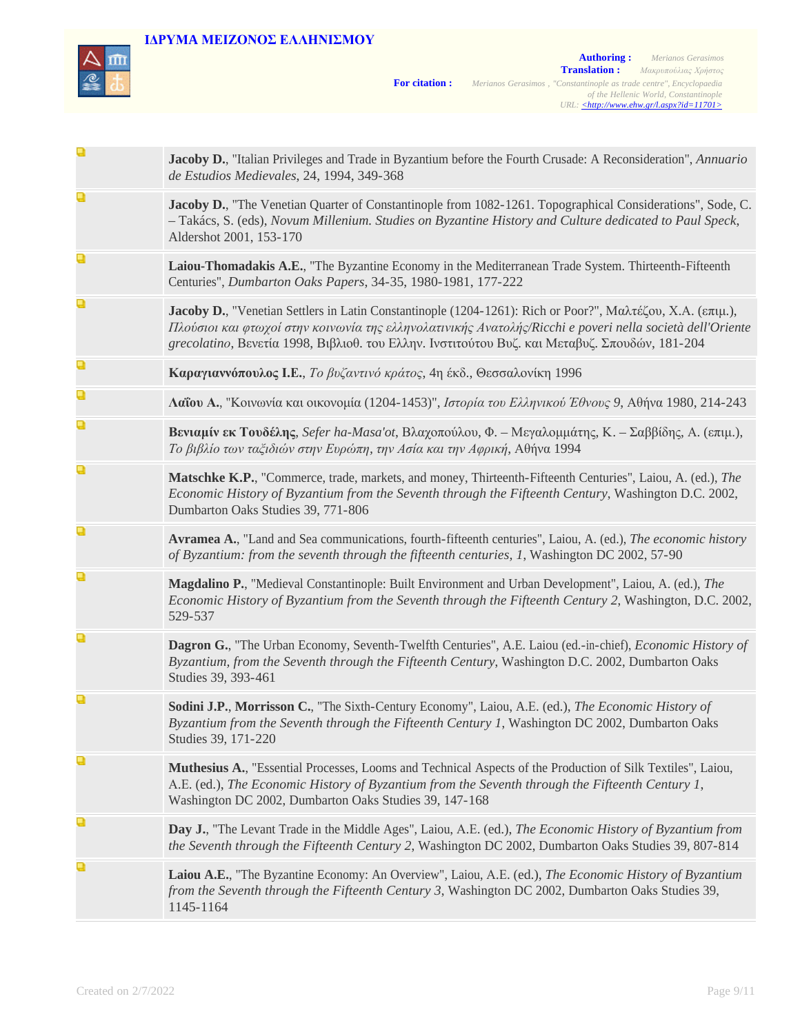- **Jacoby D.**, "Italian Privileges and Trade in Byzantium before the Fourth Crusade: A Reconsideration", *Annuario de Estudios Medievales*, 24, 1994, 349-368

- **Jacoby D.**, "The Venetian Quarter of Constantinople from 1082-1261. Topographical Considerations", Sode, C. – Takács, S. (eds), *Novum Millenium. Studies on Byzantine History and Culture dedicated to Paul Speck*, Aldershot 2001, 153-170

- **Laiou-Thomadakis A.E.**, "The Byzantine Economy in the Mediterranean Trade System. Thirteenth-Fifteenth Centuries", *Dumbarton Oaks Papers*, 34-35, 1980-1981, 177-222

- **Jacoby D.**, "Venetian Settlers in Latin Constantinople (1204-1261): Rich or Poor?", Μαλτέζου, Χ.Α. (επιμ.), *Πλούσιοι και φτωχοί στην κοινωνία της ελληνολατινικής Ανατολής/Ricchi e poveri nella società dell'Oriente grecolatino*, Βενετία 1998, Βιβλιοθ. του Ελλην. Ινστιτούτου Βυζ. και Μεταβυζ. Σπουδών, 181-204

- **Καραγιαννόπουλος Ι.Ε.**, *Το βυζαντινό κράτος*, 4η έκδ., Θεσσαλονίκη 1996

- **Λαΐου Α.**, "Κοινωνία και οικονομία (1204-1453)", *Ιστορία του Ελληνικού Έθνους 9*, Αθήνα 1980, 214-243

- **Βενιαμίν εκ Τουδέλης**, *Sefer ha-Masa'ot*, Βλαχοπούλου, Φ. – Μεγαλομμάτης, Κ. – Σαββίδης, Α. (επιμ.), *Το βιβλίο των ταξιδιών στην Ευρώπη, την Ασία και την Αφρική*, Αθήνα 1994

- **Matschke K.P.**, "Commerce, trade, markets, and money, Thirteenth-Fifteenth Centuries", Laiou, A. (ed.), *The Economic History of Byzantium from the Seventh through the Fifteenth Century*, Washington D.C. 2002, Dumbarton Oaks Studies 39, 771-806

- **Avramea A.**, "Land and Sea communications, fourth-fifteenth centuries", Laiou, A. (ed.), *The economic history of Byzantium: from the seventh through the fifteenth centuries*, *1*, Washington DC 2002, 57-90

- **Magdalino P.**, "Medieval Constantinople: Built Environment and Urban Development", Laiou, A. (ed.), *The Economic History of Byzantium from the Seventh through the Fifteenth Century 2*, Washington, D.C. 2002, 529-537

- **Dagron G.**, "The Urban Economy, Seventh-Twelfth Centuries", A.E. Laiou (ed.-in-chief), *Economic History of Byzantium, from the Seventh through the Fifteenth Century*, Washington D.C. 2002, Dumbarton Oaks Studies 39, 393-461

- **Sodini J.P.**, **Morrisson C.**, "The Sixth-Century Economy", Laiou, A.E. (ed.), *The Economic History of Byzantium from the Seventh through the Fifteenth Century 1*, Washington DC 2002, Dumbarton Oaks Studies 39, 171-220

- **Muthesius A.**, "Essential Processes, Looms and Technical Aspects of the Production of Silk Textiles", Laiou, A.E. (ed.), *The Economic History of Byzantium from the Seventh through the Fifteenth Century 1*, Washington DC 2002, Dumbarton Oaks Studies 39, 147-168

- **Day J.**, "The Levant Trade in the Middle Ages", Laiou, A.E. (ed.), *The Economic History of Byzantium from the Seventh through the Fifteenth Century 2*, Washington DC 2002, Dumbarton Oaks Studies 39, 807-814

- **Laiou A.E.**, "The Byzantine Economy: An Overview", Laiou, A.E. (ed.), *The Economic History of Byzantium from the Seventh through the Fifteenth Century 3*, Washington DC 2002, Dumbarton Oaks Studies 39, 1145-1164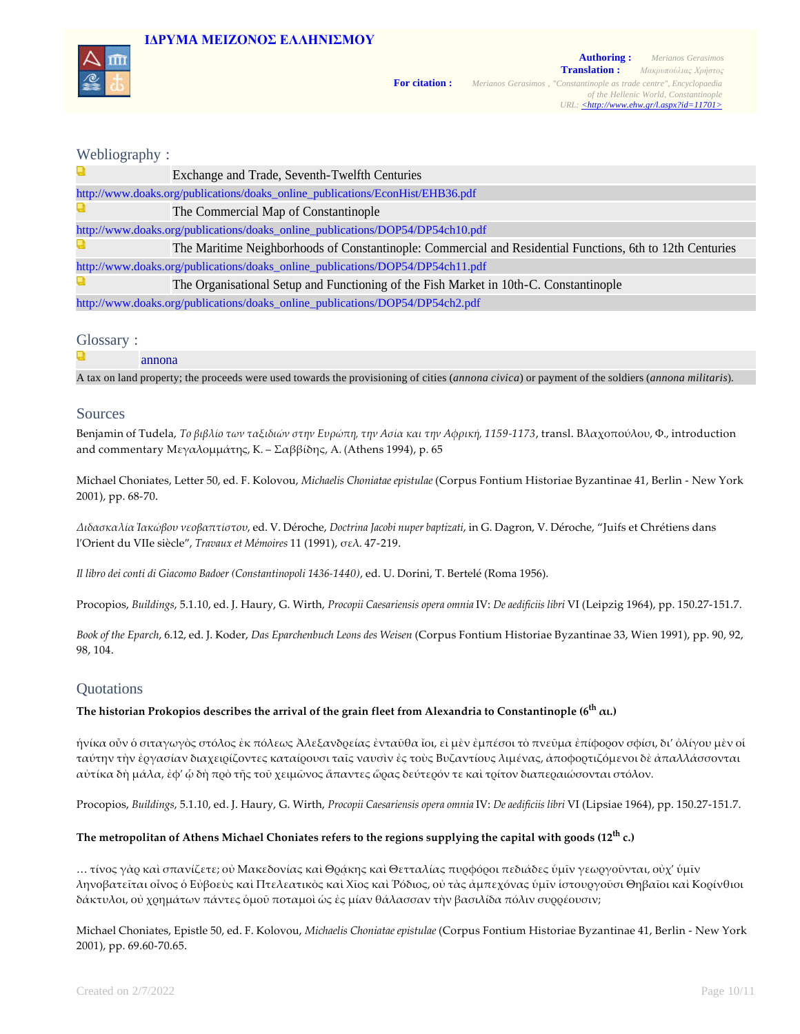## Webliography :

Exchange and Trade, Seventh-Twelfth Centuries

http://www.doaks.org/publications/doaks_online_publications/EconHist/EHB36.pdf

The Commercial Map of Constantinople

http://www.doaks.org/publications/doaks_online_publications/DOP54/DP54ch10.pdf

The Maritime Neighborhoods of Constantinople: Commercial and Residential Functions, 6th to 12th Centuries

http://www.doaks.org/publications/doaks_online_publications/DOP54/DP54ch11.pdf

The Organisational Setup and Functioning of the Fish Market in 10th-C. Constantinople

http://www.doaks.org/publications/doaks_online_publications/DOP54/DP54ch2.pdf

## Glossary :

annona

A tax on land property; the proceeds were used towards the provisioning of cities (*annona civica*) or payment of the soldiers (*annona militaris*).

## Sources

Benjamin of Tudela, *Το βιβλίο των ταξιδιών στην Ευρώπη, την Ασία και την Αφρική, 1159-1173*, transl. Βλαχοπούλου, Φ., introduction and commentary Μεγαλομμάτης, Κ. – Σαββίδης, Α. (Athens 1994), p. 65

Michael Choniates, Letter 50, ed. F. Kolovou, *Michaelis Choniatae epistulae* (Corpus Fontium Historiae Byzantinae 41, Berlin - New York 2001), pp. 68-70.

*Διδασκαλία Ἰακώβου νεοβαπτίστου*, ed. V. Déroche, *Doctrina Jacobi nuper baptizati*, in G. Dagron, V. Déroche, "Juifs et Chrétiens dans l'Orient du VIIe siècle", *Travaux et Mémoires* 11 (1991), σελ. 47-219.

*Il libro dei conti di Giacomo Badoer (Constantinopoli 1436-1440)*, ed. U. Dorini, T. Bertelé (Roma 1956).

Procopios, *Buildings*, 5.1.10, ed. J. Haury, G. Wirth, *Procopii Caesariensis opera omnia* IV: *De aedificiis libri* VI (Leipzig 1964), pp. 150.27-151.7.

*Book of the Eparch*, 6.12, ed. J. Koder, *Das Eparchenbuch Leons des Weisen* (Corpus Fontium Historiae Byzantinae 33, Wien 1991), pp. 90, 92, 98, 104.

## Quotations

**The historian Prokopios describes the arrival of the grain fleet from Alexandria to Constantinople (6th αι.)**

ἡνίκα οὖν ὁ σιταγωγὸς στόλος ἐκ πόλεως Ἀλεξανδρείας ἐνταῦθα ἴοι, εἰ μὲν ἐμπέσοι τὸ πνεῦμα ἐπίφορον σφίσι, δι' ὀλίγου μὲν οἱ ταύτην τὴν ἐργασίαν διαχειρίζοντες καταίρουσι ταῖς ναυσὶν ἐς τοὺς Βυζαντίους λιμένας, ἀποφορτιζόμενοι δὲ ἀπαλλάσσονται αὐτίκα δὴ μάλα, ἐφ' ᾧ δὴ πρὸ τῆς τοῦ χειμῶνος ἅπαντες ὥρας δεύτερόν τε καὶ τρίτον διαπεραιώσονται στόλον.

Procopios, *Buildings*, 5.1.10, ed. J. Haury, G. Wirth, *Procopii Caesariensis opera omnia* IV: *De aedificiis libri* VI (Lipsiae 1964), pp. 150.27-151.7.

**The metropolitan of Athens Michael Choniates refers to the regions supplying the capital with goods (12th c.)**

… τίνος γὰρ καὶ σπανίζετε; οὐ Μακεδονίας καὶ Θρᾴκης καὶ Θετταλίας πυρφόροι πεδιάδες ὑμῖν γεωργοῦνται, οὐχ' ὑμῖν ληνοβατεῖται οἶνος ὁ Εὐβοεὺς καὶ Πτελεατικὸς καὶ Χῖος καὶ Ῥόδιος, οὐ τὰς ἀμπεχόνας ὑμῖν ἱστουργοῦσι Θηβαῖοι καὶ Κορίνθιοι δάκτυλοι, οὐ χρημάτων πάντες ὁμοῦ ποταμοὶ ὡς ἐς μίαν θάλασσαν τὴν βασιλίδα πόλιν συρρέουσιν;

Michael Choniates, Epistle 50, ed. F. Kolovou, *Michaelis Choniatae epistulae* (Corpus Fontium Historiae Byzantinae 41, Berlin - New York 2001), pp. 69.60-70.65.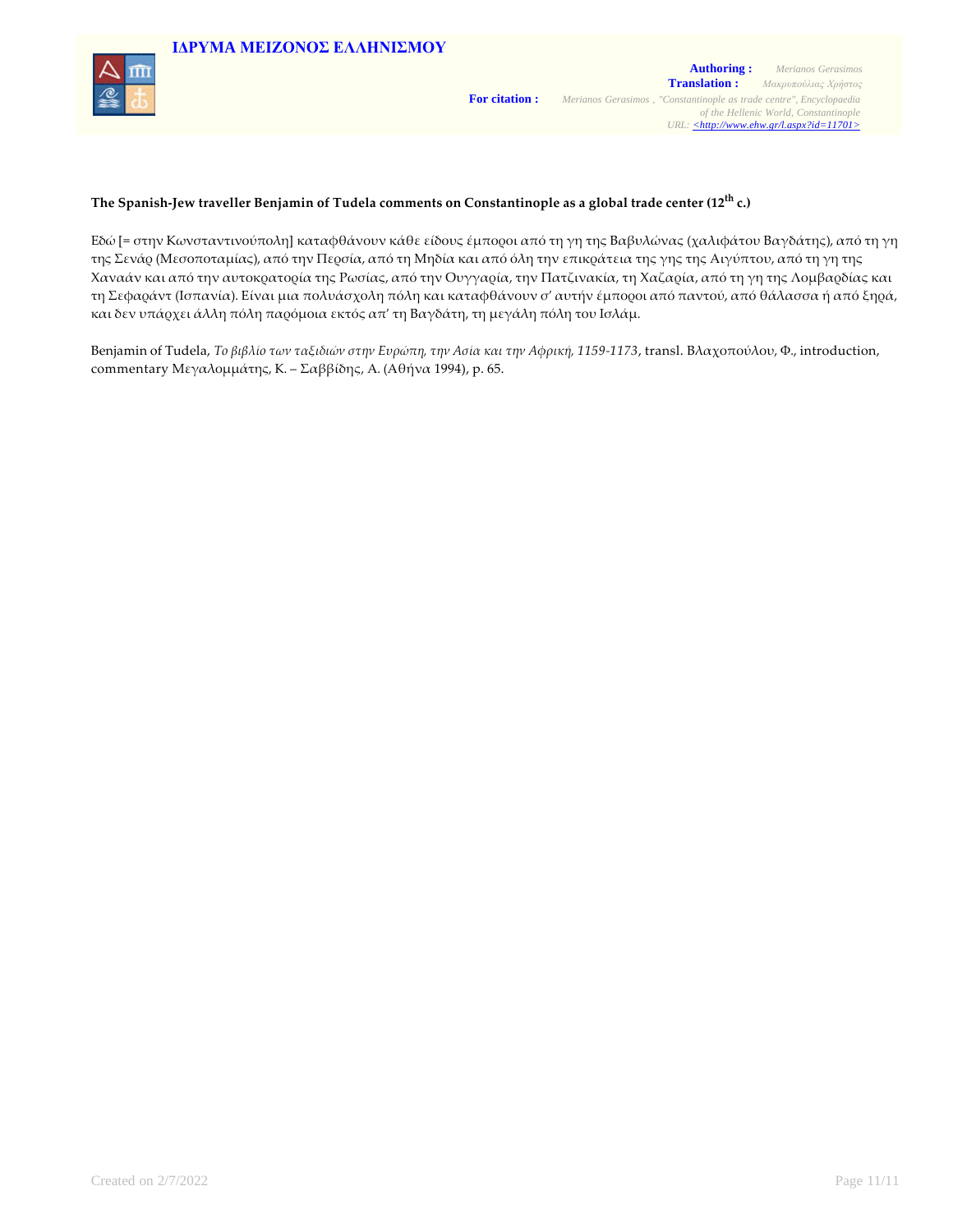**The Spanish-Jew traveller Benjamin of Tudela comments on Constantinople as a global trade center (12th c.)**

Εδώ [= στην Κωνσταντινούπολη] καταφθάνουν κάθε είδους έμποροι από τη γη της Βαβυλώνας (χαλιφάτου Βαγδάτης), από τη γη της Σενάρ (Μεσοποταμίας), από την Περσία, από τη Μηδία και από όλη την επικράτεια της γης της Αιγύπτου, από τη γη της Χαναάν και από την αυτοκρατορία της Ρωσίας, από την Ουγγαρία, την Πατζινακία, τη Χαζαρία, από τη γη της Λομβαρδίας και τη Σεφαράντ (Ισπανία). Είναι μια πολυάσχολη πόλη και καταφθάνουν σ' αυτήν έμποροι από παντού, από θάλασσα ή από ξηρά, και δεν υπάρχει άλλη πόλη παρόμοια εκτός απ' τη Βαγδάτη, τη μεγάλη πόλη του Ισλάμ.

Benjamin of Tudela, *Το βιβλίο των ταξιδιών στην Ευρώπη, την Ασία και την Αφρική, 1159-1173*, transl. Βλαχοπούλου, Φ., introduction, commentary Μεγαλομμάτης, Κ. – Σαββίδης, Α. (Αθήνα 1994), p. 65.